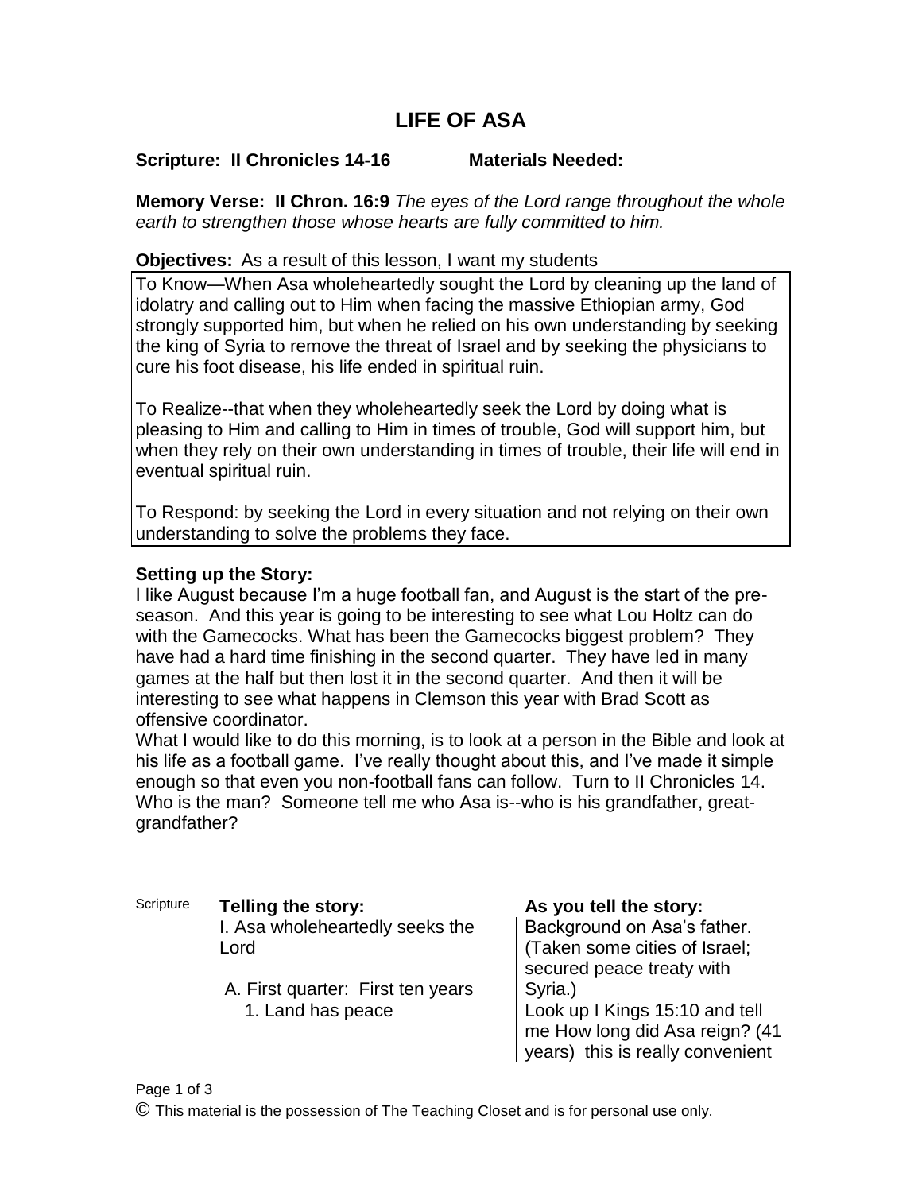# LIFE OF ASA

**Scripture: II Chronicles 14-16** **Materials Needed:**

**Memory Verse: II Chron. 16:9** *The eyes of the Lord range throughout the whole earth to strengthen those whose hearts are fully committed to him.*

**Objectives:** As a result of this lesson, I want my students

To Know—When Asa wholeheartedly sought the Lord by cleaning up the land of idolatry and calling out to Him when facing the massive Ethiopian army, God strongly supported him, but when he relied on his own understanding by seeking the king of Syria to remove the threat of Israel and by seeking the physicians to cure his foot disease, his life ended in spiritual ruin.

To Realize--that when they wholeheartedly seek the Lord by doing what is pleasing to Him and calling to Him in times of trouble, God will support him, but when they rely on their own understanding in times of trouble, their life will end in eventual spiritual ruin.

To Respond: by seeking the Lord in every situation and not relying on their own understanding to solve the problems they face.

**Setting up the Story:**

I like August because I'm a huge football fan, and August is the start of the pre-season. And this year is going to be interesting to see what Lou Holtz can do with the Gamecocks. What has been the Gamecocks biggest problem? They have had a hard time finishing in the second quarter. They have led in many games at the half but then lost it in the second quarter. And then it will be interesting to see what happens in Clemson this year with Brad Scott as offensive coordinator.

What I would like to do this morning, is to look at a person in the Bible and look at his life as a football game. I've really thought about this, and I've made it simple enough so that even you non-football fans can follow. Turn to II Chronicles 14. Who is the man? Someone tell me who Asa is--who is his grandfather, great-grandfather?

| Scripture | Telling the story: | As you tell the story: |
|---|---|---|
| | I. Asa wholeheartedly seeks the Lord<br><br>A. First quarter: First ten years<br>1. Land has peace | Background on Asa's father. (Taken some cities of Israel; secured peace treaty with Syria.)<br>Look up I Kings 15:10 and tell me How long did Asa reign? (41 years) this is really convenient |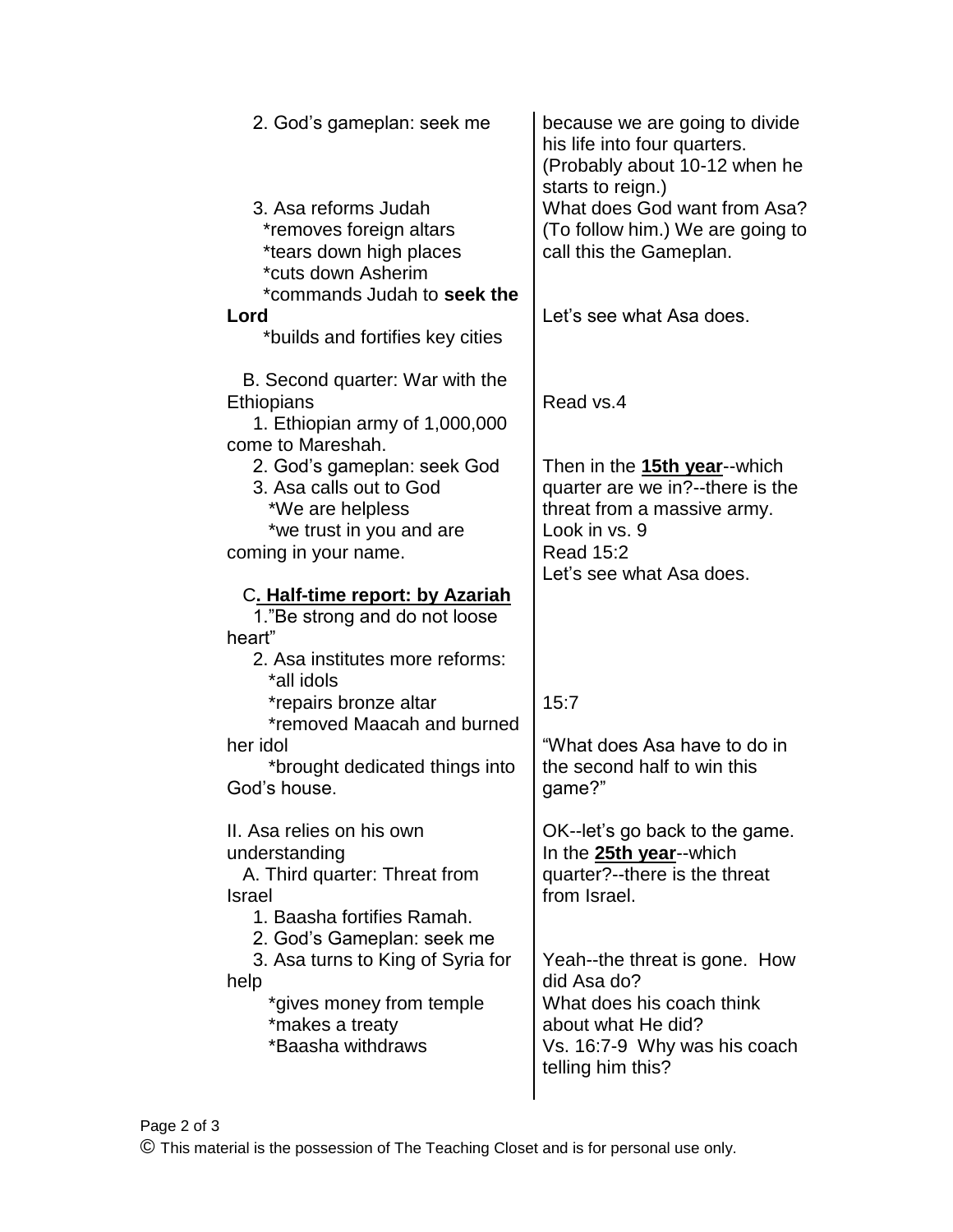| | |
|---|---|
| 2. God's gameplan: seek me | because we are going to divide his life into four quarters. (Probably about 10-12 when he starts to reign.) |
| 3. Asa reforms Judah<br>*removes foreign altars<br>*tears down high places<br>*cuts down Asherim<br>*commands Judah to **seek the Lord**<br>*builds and fortifies key cities | What does God want from Asa? (To follow him.) We are going to call this the Gameplan.<br><br>Let's see what Asa does. |
| B. Second quarter: War with the Ethiopians<br>1. Ethiopian army of 1,000,000 come to Mareshah.<br>2. God's gameplan: seek God<br>3. Asa calls out to God<br>*We are helpless<br>*we trust in you and are coming in your name. | Read vs.4<br><br>Then in the **<u>15th year</u>**--which quarter are we in?--there is the threat from a massive army.<br>Look in vs. 9<br>Read 15:2<br>Let's see what Asa does. |
| C**<u>. Half-time report: by Azariah</u>**<br>1."Be strong and do not loose heart"<br>2. Asa institutes more reforms:<br>*all idols<br>*repairs bronze altar<br>*removed Maacah and burned her idol<br>*brought dedicated things into God's house. | 15:7<br><br>"What does Asa have to do in the second half to win this game?" |
| II. Asa relies on his own understanding<br>A. Third quarter: Threat from Israel<br>1. Baasha fortifies Ramah.<br>2. God's Gameplan: seek me<br>3. Asa turns to King of Syria for help<br>*gives money from temple<br>*makes a treaty<br>*Baasha withdraws | OK--let's go back to the game. In the **<u>25th year</u>**--which quarter?--there is the threat from Israel.<br><br>Yeah--the threat is gone. How did Asa do?<br>What does his coach think about what He did?<br>Vs. 16:7-9 Why was his coach telling him this? |

© This material is the possession of The Teaching Closet and is for personal use only.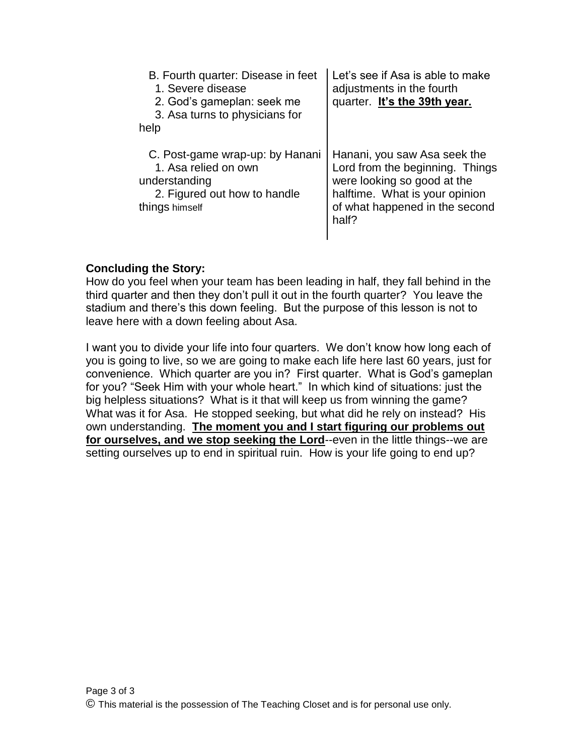| | |
|---|---|
| B. Fourth quarter: Disease in feet<br>1. Severe disease<br>2. God's gameplan: seek me<br>3. Asa turns to physicians for help | Let's see if Asa is able to make adjustments in the fourth quarter. **<u>It's the 39th year.</u>** |
| C. Post-game wrap-up: by Hanani<br>1. Asa relied on own understanding<br>2. Figured out how to handle things himself | Hanani, you saw Asa seek the Lord from the beginning. Things were looking so good at the halftime. What is your opinion of what happened in the second half? |

**Concluding the Story:**

How do you feel when your team has been leading in half, they fall behind in the third quarter and then they don't pull it out in the fourth quarter? You leave the stadium and there's this down feeling. But the purpose of this lesson is not to leave here with a down feeling about Asa.

I want you to divide your life into four quarters. We don't know how long each of you is going to live, so we are going to make each life here last 60 years, just for convenience. Which quarter are you in? First quarter. What is God's gameplan for you? "Seek Him with your whole heart." In which kind of situations: just the big helpless situations? What is it that will keep us from winning the game? What was it for Asa. He stopped seeking, but what did he rely on instead? His own understanding. **<u>The moment you and I start figuring our problems out for ourselves, and we stop seeking the Lord</u>**--even in the little things--we are setting ourselves up to end in spiritual ruin. How is your life going to end up?

© This material is the possession of The Teaching Closet and is for personal use only.